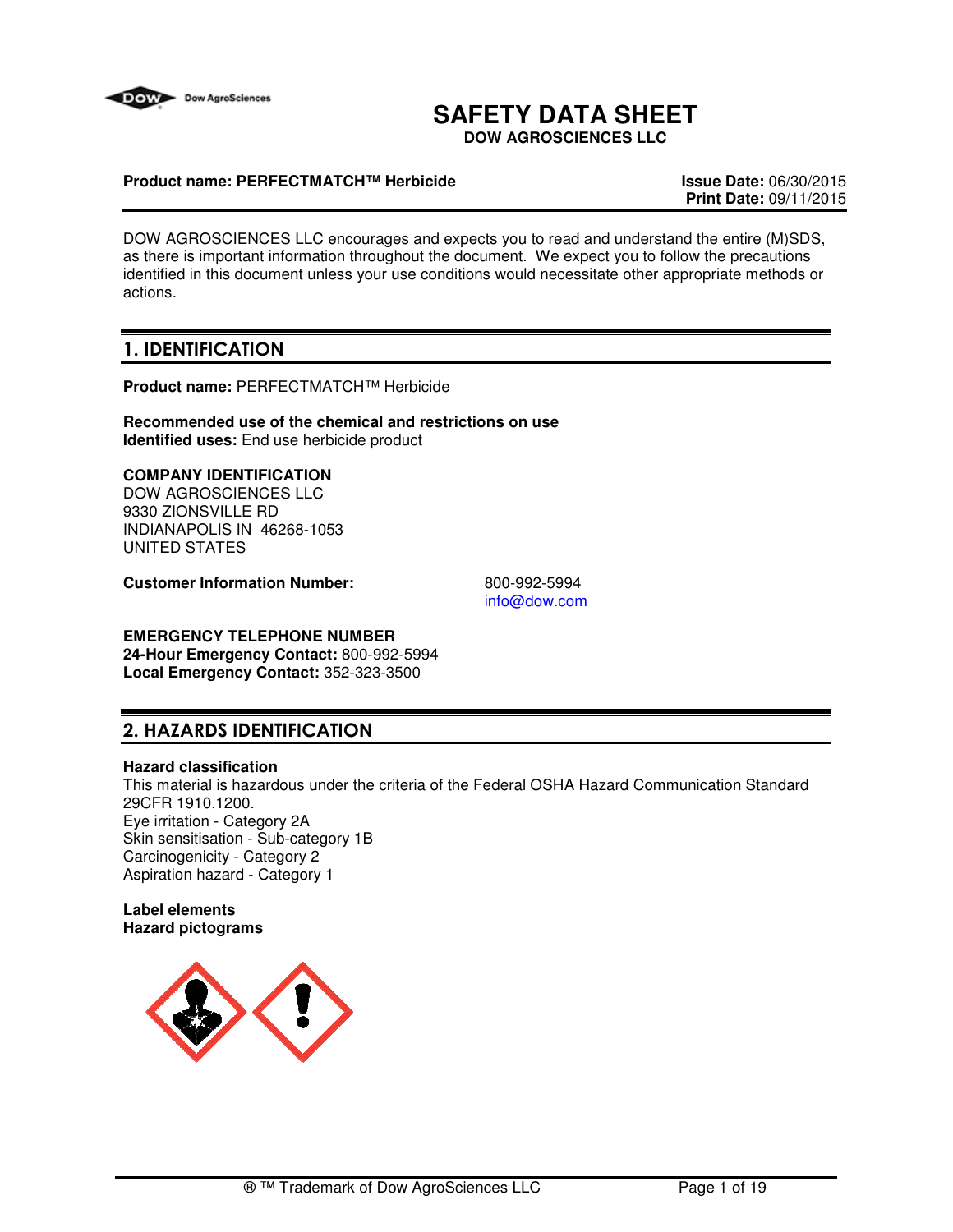# SAFETY DATA SHEET

**DOW AGROSCIENCES LLC**

**Product name: PERFECTMATCH™ Herbicide**

**Issue Date:** 06/30/2015
**Print Date:** 09/11/2015

DOW AGROSCIENCES LLC encourages and expects you to read and understand the entire (M)SDS, as there is important information throughout the document. We expect you to follow the precautions identified in this document unless your use conditions would necessitate other appropriate methods or actions.

## 1. IDENTIFICATION

**Product name:** PERFECTMATCH™ Herbicide

**Recommended use of the chemical and restrictions on use**
**Identified uses:** End use herbicide product

**COMPANY IDENTIFICATION**
DOW AGROSCIENCES LLC
9330 ZIONSVILLE RD
INDIANAPOLIS IN 46268-1053
UNITED STATES

**Customer Information Number:** 800-992-5994
info@dow.com

**EMERGENCY TELEPHONE NUMBER**
**24-Hour Emergency Contact:** 800-992-5994
**Local Emergency Contact:** 352-323-3500

## 2. HAZARDS IDENTIFICATION

**Hazard classification**
This material is hazardous under the criteria of the Federal OSHA Hazard Communication Standard 29CFR 1910.1200.
Eye irritation - Category 2A
Skin sensitisation - Sub-category 1B
Carcinogenicity - Category 2
Aspiration hazard - Category 1

**Label elements**
**Hazard pictograms**

® ™ Trademark of Dow AgroSciences LLC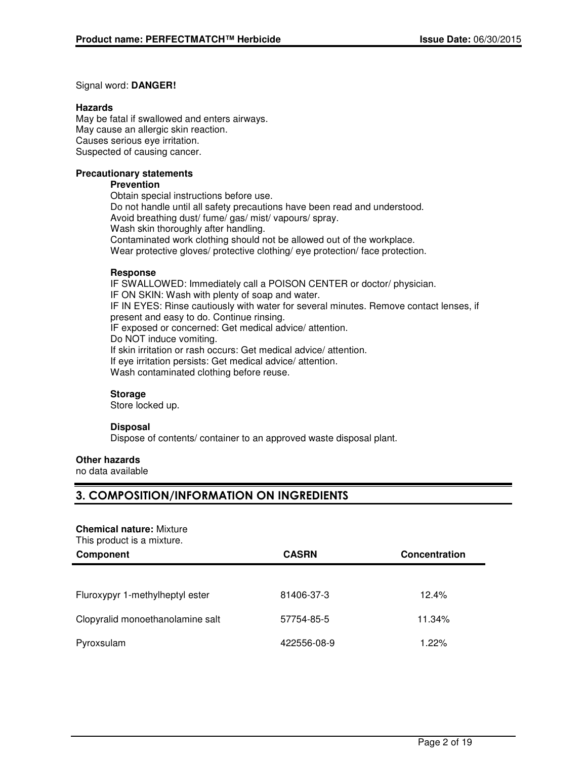Signal word: **DANGER!**

**Hazards**

May be fatal if swallowed and enters airways.
May cause an allergic skin reaction.
Causes serious eye irritation.
Suspected of causing cancer.

**Precautionary statements**

**Prevention**

Obtain special instructions before use.
Do not handle until all safety precautions have been read and understood.
Avoid breathing dust/ fume/ gas/ mist/ vapours/ spray.
Wash skin thoroughly after handling.
Contaminated work clothing should not be allowed out of the workplace.
Wear protective gloves/ protective clothing/ eye protection/ face protection.

**Response**

IF SWALLOWED: Immediately call a POISON CENTER or doctor/ physician.
IF ON SKIN: Wash with plenty of soap and water.
IF IN EYES: Rinse cautiously with water for several minutes. Remove contact lenses, if present and easy to do. Continue rinsing.
IF exposed or concerned: Get medical advice/ attention.
Do NOT induce vomiting.
If skin irritation or rash occurs: Get medical advice/ attention.
If eye irritation persists: Get medical advice/ attention.
Wash contaminated clothing before reuse.

**Storage**

Store locked up.

**Disposal**

Dispose of contents/ container to an approved waste disposal plant.

**Other hazards**

no data available

## 3. COMPOSITION/INFORMATION ON INGREDIENTS

**Chemical nature:** Mixture

This product is a mixture.

| Component | CASRN | Concentration |
|---|---|---|
| Fluroxypyr 1-methylheptyl ester | 81406-37-3 | 12.4% |
| Clopyralid monoethanolamine salt | 57754-85-5 | 11.34% |
| Pyroxsulam | 422556-08-9 | 1.22% |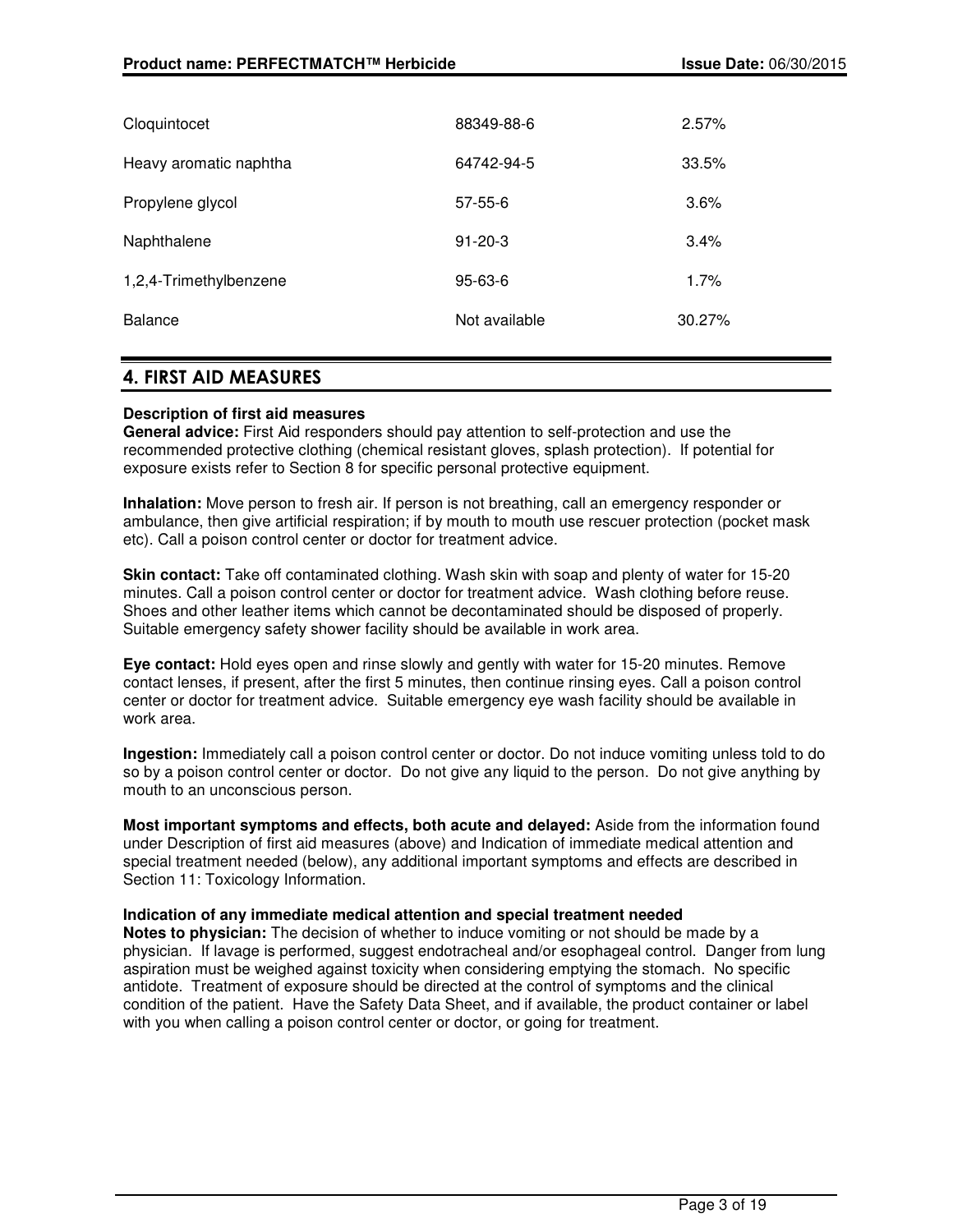| | | |
|---|---|---|
| Cloquintocet | 88349-88-6 | 2.57% |
| Heavy aromatic naphtha | 64742-94-5 | 33.5% |
| Propylene glycol | 57-55-6 | 3.6% |
| Naphthalene | 91-20-3 | 3.4% |
| 1,2,4-Trimethylbenzene | 95-63-6 | 1.7% |
| Balance | Not available | 30.27% |

## 4. FIRST AID MEASURES

**Description of first aid measures**

**General advice:** First Aid responders should pay attention to self-protection and use the recommended protective clothing (chemical resistant gloves, splash protection). If potential for exposure exists refer to Section 8 for specific personal protective equipment.

**Inhalation:** Move person to fresh air. If person is not breathing, call an emergency responder or ambulance, then give artificial respiration; if by mouth to mouth use rescuer protection (pocket mask etc). Call a poison control center or doctor for treatment advice.

**Skin contact:** Take off contaminated clothing. Wash skin with soap and plenty of water for 15-20 minutes. Call a poison control center or doctor for treatment advice. Wash clothing before reuse. Shoes and other leather items which cannot be decontaminated should be disposed of properly. Suitable emergency safety shower facility should be available in work area.

**Eye contact:** Hold eyes open and rinse slowly and gently with water for 15-20 minutes. Remove contact lenses, if present, after the first 5 minutes, then continue rinsing eyes. Call a poison control center or doctor for treatment advice. Suitable emergency eye wash facility should be available in work area.

**Ingestion:** Immediately call a poison control center or doctor. Do not induce vomiting unless told to do so by a poison control center or doctor. Do not give any liquid to the person. Do not give anything by mouth to an unconscious person.

**Most important symptoms and effects, both acute and delayed:** Aside from the information found under Description of first aid measures (above) and Indication of immediate medical attention and special treatment needed (below), any additional important symptoms and effects are described in Section 11: Toxicology Information.

**Indication of any immediate medical attention and special treatment needed**

**Notes to physician:** The decision of whether to induce vomiting or not should be made by a physician. If lavage is performed, suggest endotracheal and/or esophageal control. Danger from lung aspiration must be weighed against toxicity when considering emptying the stomach. No specific antidote. Treatment of exposure should be directed at the control of symptoms and the clinical condition of the patient. Have the Safety Data Sheet, and if available, the product container or label with you when calling a poison control center or doctor, or going for treatment.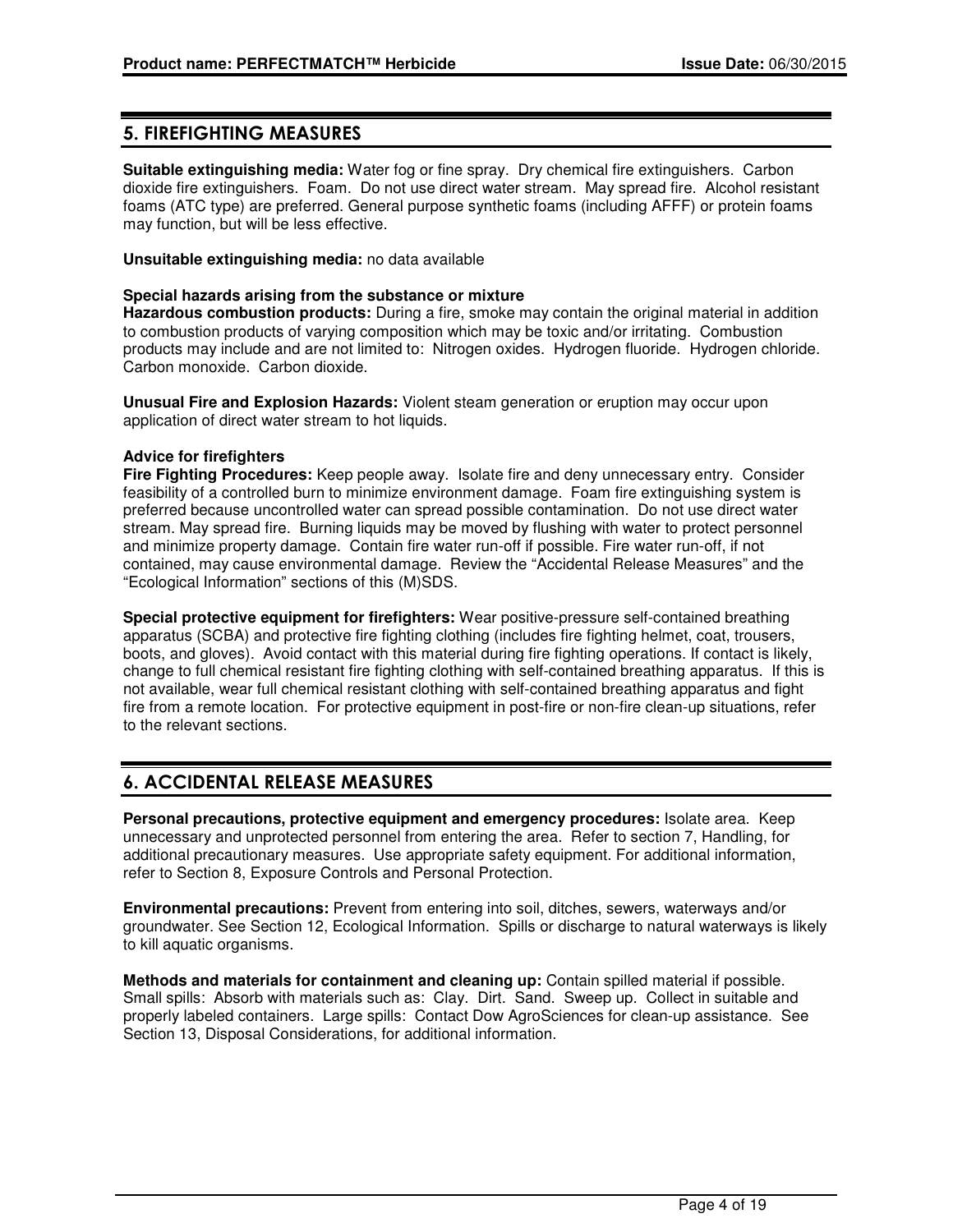## 5. FIREFIGHTING MEASURES

**Suitable extinguishing media:** Water fog or fine spray. Dry chemical fire extinguishers. Carbon dioxide fire extinguishers. Foam. Do not use direct water stream. May spread fire. Alcohol resistant foams (ATC type) are preferred. General purpose synthetic foams (including AFFF) or protein foams may function, but will be less effective.

**Unsuitable extinguishing media:** no data available

**Special hazards arising from the substance or mixture**

**Hazardous combustion products:** During a fire, smoke may contain the original material in addition to combustion products of varying composition which may be toxic and/or irritating. Combustion products may include and are not limited to: Nitrogen oxides. Hydrogen fluoride. Hydrogen chloride. Carbon monoxide. Carbon dioxide.

**Unusual Fire and Explosion Hazards:** Violent steam generation or eruption may occur upon application of direct water stream to hot liquids.

**Advice for firefighters**

**Fire Fighting Procedures:** Keep people away. Isolate fire and deny unnecessary entry. Consider feasibility of a controlled burn to minimize environment damage. Foam fire extinguishing system is preferred because uncontrolled water can spread possible contamination. Do not use direct water stream. May spread fire. Burning liquids may be moved by flushing with water to protect personnel and minimize property damage. Contain fire water run-off if possible. Fire water run-off, if not contained, may cause environmental damage. Review the "Accidental Release Measures" and the "Ecological Information" sections of this (M)SDS.

**Special protective equipment for firefighters:** Wear positive-pressure self-contained breathing apparatus (SCBA) and protective fire fighting clothing (includes fire fighting helmet, coat, trousers, boots, and gloves). Avoid contact with this material during fire fighting operations. If contact is likely, change to full chemical resistant fire fighting clothing with self-contained breathing apparatus. If this is not available, wear full chemical resistant clothing with self-contained breathing apparatus and fight fire from a remote location. For protective equipment in post-fire or non-fire clean-up situations, refer to the relevant sections.

## 6. ACCIDENTAL RELEASE MEASURES

**Personal precautions, protective equipment and emergency procedures:** Isolate area. Keep unnecessary and unprotected personnel from entering the area. Refer to section 7, Handling, for additional precautionary measures. Use appropriate safety equipment. For additional information, refer to Section 8, Exposure Controls and Personal Protection.

**Environmental precautions:** Prevent from entering into soil, ditches, sewers, waterways and/or groundwater. See Section 12, Ecological Information. Spills or discharge to natural waterways is likely to kill aquatic organisms.

**Methods and materials for containment and cleaning up:** Contain spilled material if possible. Small spills: Absorb with materials such as: Clay. Dirt. Sand. Sweep up. Collect in suitable and properly labeled containers. Large spills: Contact Dow AgroSciences for clean-up assistance. See Section 13, Disposal Considerations, for additional information.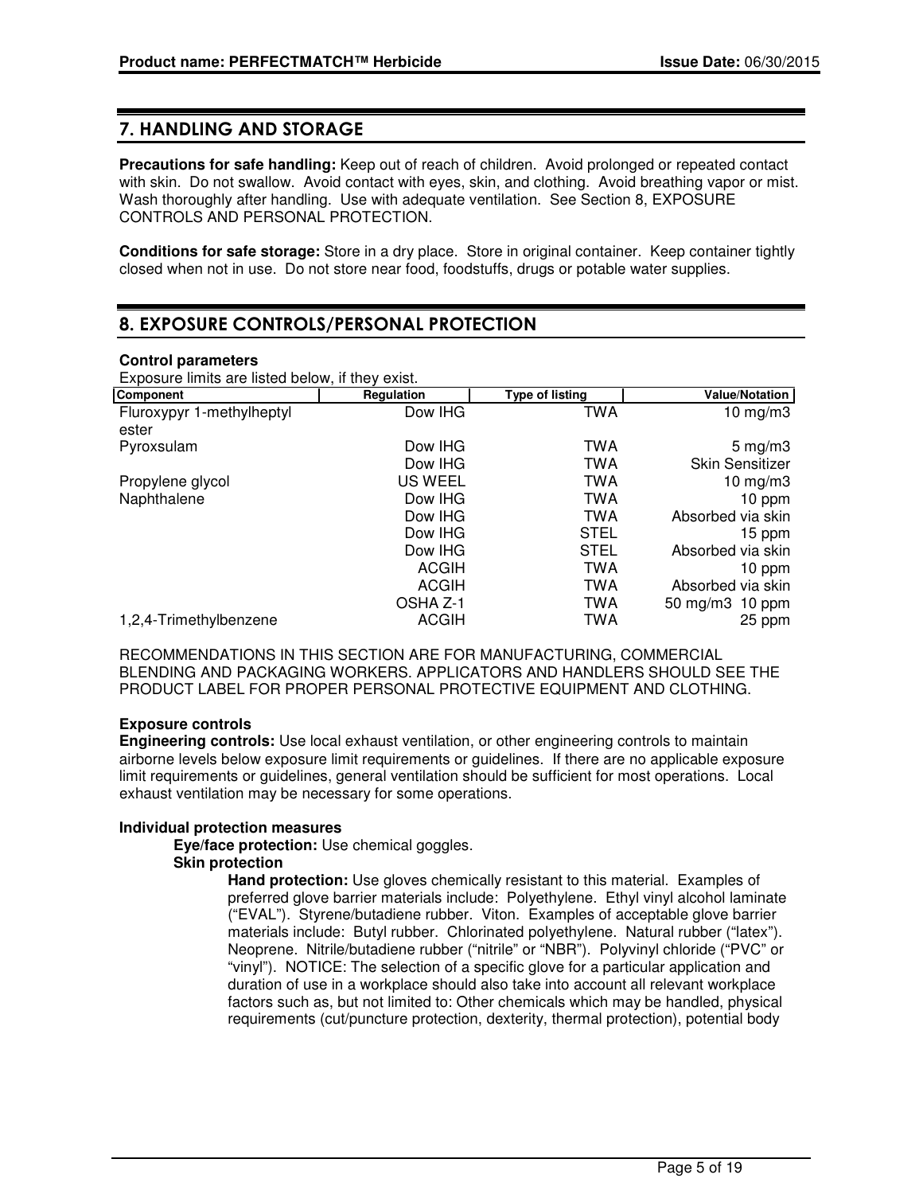## 7. HANDLING AND STORAGE

**Precautions for safe handling:** Keep out of reach of children. Avoid prolonged or repeated contact with skin. Do not swallow. Avoid contact with eyes, skin, and clothing. Avoid breathing vapor or mist. Wash thoroughly after handling. Use with adequate ventilation. See Section 8, EXPOSURE CONTROLS AND PERSONAL PROTECTION.

**Conditions for safe storage:** Store in a dry place. Store in original container. Keep container tightly closed when not in use. Do not store near food, foodstuffs, drugs or potable water supplies.

## 8. EXPOSURE CONTROLS/PERSONAL PROTECTION

**Control parameters**

Exposure limits are listed below, if they exist.

| Component | Regulation | Type of listing | Value/Notation |
|---|---|---|---|
| Fluroxypyr 1-methylheptyl ester | Dow IHG | TWA | 10 mg/m3 |
| Pyroxsulam | Dow IHG | TWA | 5 mg/m3 |
| | Dow IHG | TWA | Skin Sensitizer |
| Propylene glycol | US WEEL | TWA | 10 mg/m3 |
| Naphthalene | Dow IHG | TWA | 10 ppm |
| | Dow IHG | TWA | Absorbed via skin |
| | Dow IHG | STEL | 15 ppm |
| | Dow IHG | STEL | Absorbed via skin |
| | ACGIH | TWA | 10 ppm |
| | ACGIH | TWA | Absorbed via skin |
| | OSHA Z-1 | TWA | 50 mg/m3 10 ppm |
| 1,2,4-Trimethylbenzene | ACGIH | TWA | 25 ppm |

RECOMMENDATIONS IN THIS SECTION ARE FOR MANUFACTURING, COMMERCIAL BLENDING AND PACKAGING WORKERS. APPLICATORS AND HANDLERS SHOULD SEE THE PRODUCT LABEL FOR PROPER PERSONAL PROTECTIVE EQUIPMENT AND CLOTHING.

**Exposure controls**

**Engineering controls:** Use local exhaust ventilation, or other engineering controls to maintain airborne levels below exposure limit requirements or guidelines. If there are no applicable exposure limit requirements or guidelines, general ventilation should be sufficient for most operations. Local exhaust ventilation may be necessary for some operations.

**Individual protection measures**

**Eye/face protection:** Use chemical goggles.

**Skin protection**

**Hand protection:** Use gloves chemically resistant to this material. Examples of preferred glove barrier materials include: Polyethylene. Ethyl vinyl alcohol laminate ("EVAL"). Styrene/butadiene rubber. Viton. Examples of acceptable glove barrier materials include: Butyl rubber. Chlorinated polyethylene. Natural rubber ("latex"). Neoprene. Nitrile/butadiene rubber ("nitrile" or "NBR"). Polyvinyl chloride ("PVC" or "vinyl"). NOTICE: The selection of a specific glove for a particular application and duration of use in a workplace should also take into account all relevant workplace factors such as, but not limited to: Other chemicals which may be handled, physical requirements (cut/puncture protection, dexterity, thermal protection), potential body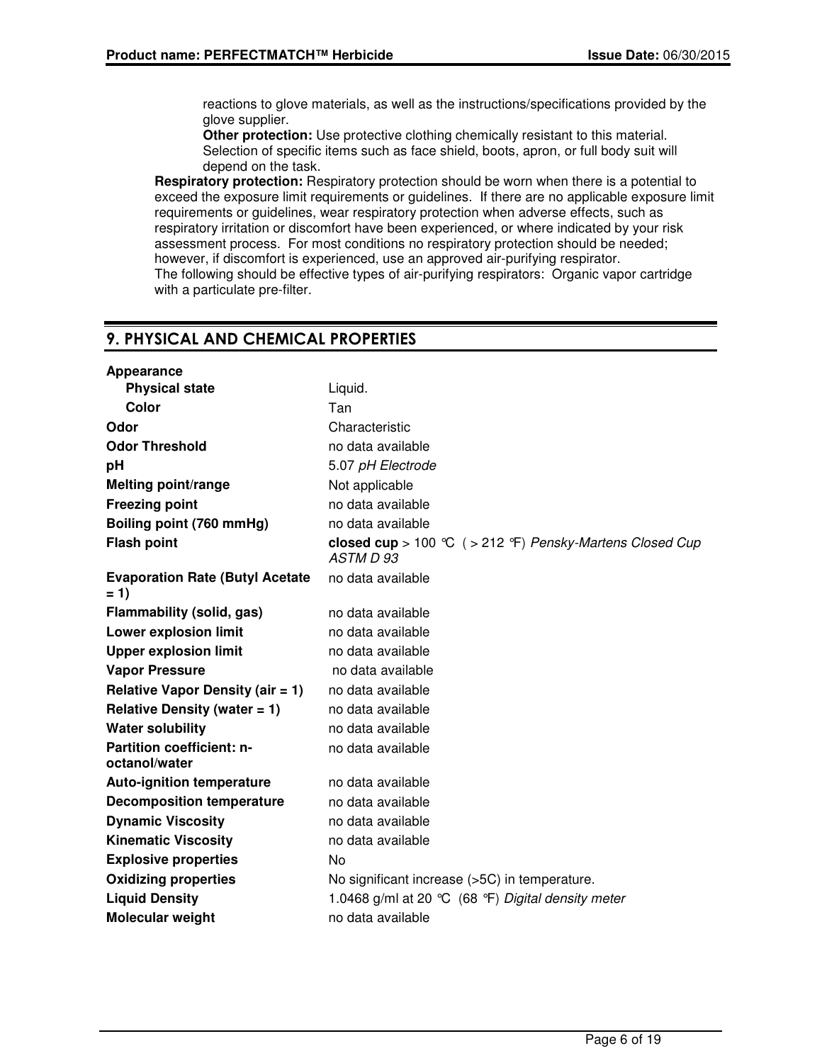reactions to glove materials, as well as the instructions/specifications provided by the glove supplier.

**Other protection:** Use protective clothing chemically resistant to this material. Selection of specific items such as face shield, boots, apron, or full body suit will depend on the task.

**Respiratory protection:** Respiratory protection should be worn when there is a potential to exceed the exposure limit requirements or guidelines. If there are no applicable exposure limit requirements or guidelines, wear respiratory protection when adverse effects, such as respiratory irritation or discomfort have been experienced, or where indicated by your risk assessment process. For most conditions no respiratory protection should be needed; however, if discomfort is experienced, use an approved air-purifying respirator.
The following should be effective types of air-purifying respirators: Organic vapor cartridge with a particulate pre-filter.

## 9. PHYSICAL AND CHEMICAL PROPERTIES

| Property | Value |
|---|---|
| **Appearance** | |
| **Physical state** | Liquid. |
| **Color** | Tan |
| **Odor** | Characteristic |
| **Odor Threshold** | no data available |
| **pH** | 5.07 *pH Electrode* |
| **Melting point/range** | Not applicable |
| **Freezing point** | no data available |
| **Boiling point (760 mmHg)** | no data available |
| **Flash point** | **closed cup** > 100 ℃ ( > 212 ℉) *Pensky-Martens Closed Cup ASTM D 93* |
| **Evaporation Rate (Butyl Acetate = 1)** | no data available |
| **Flammability (solid, gas)** | no data available |
| **Lower explosion limit** | no data available |
| **Upper explosion limit** | no data available |
| **Vapor Pressure** | no data available |
| **Relative Vapor Density (air = 1)** | no data available |
| **Relative Density (water = 1)** | no data available |
| **Water solubility** | no data available |
| **Partition coefficient: n-octanol/water** | no data available |
| **Auto-ignition temperature** | no data available |
| **Decomposition temperature** | no data available |
| **Dynamic Viscosity** | no data available |
| **Kinematic Viscosity** | no data available |
| **Explosive properties** | No |
| **Oxidizing properties** | No significant increase (>5C) in temperature. |
| **Liquid Density** | 1.0468 g/ml at 20 ℃ (68 ℉) *Digital density meter* |
| **Molecular weight** | no data available |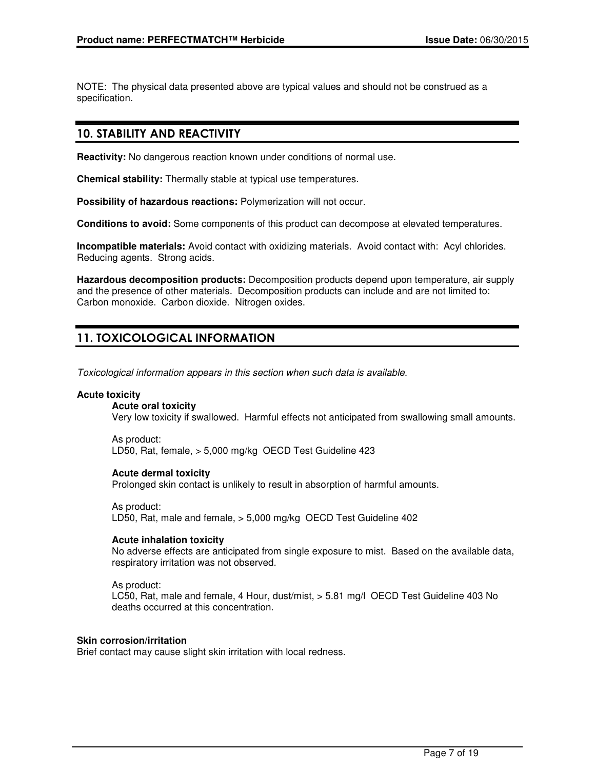NOTE: The physical data presented above are typical values and should not be construed as a specification.

## 10. STABILITY AND REACTIVITY

**Reactivity:** No dangerous reaction known under conditions of normal use.

**Chemical stability:** Thermally stable at typical use temperatures.

**Possibility of hazardous reactions:** Polymerization will not occur.

**Conditions to avoid:** Some components of this product can decompose at elevated temperatures.

**Incompatible materials:** Avoid contact with oxidizing materials. Avoid contact with: Acyl chlorides. Reducing agents. Strong acids.

**Hazardous decomposition products:** Decomposition products depend upon temperature, air supply and the presence of other materials. Decomposition products can include and are not limited to: Carbon monoxide. Carbon dioxide. Nitrogen oxides.

## 11. TOXICOLOGICAL INFORMATION

*Toxicological information appears in this section when such data is available.*

**Acute toxicity**

**Acute oral toxicity**

Very low toxicity if swallowed. Harmful effects not anticipated from swallowing small amounts.

As product:
LD50, Rat, female, > 5,000 mg/kg OECD Test Guideline 423

**Acute dermal toxicity**

Prolonged skin contact is unlikely to result in absorption of harmful amounts.

As product:
LD50, Rat, male and female, > 5,000 mg/kg OECD Test Guideline 402

**Acute inhalation toxicity**

No adverse effects are anticipated from single exposure to mist. Based on the available data, respiratory irritation was not observed.

As product:
LC50, Rat, male and female, 4 Hour, dust/mist, > 5.81 mg/l OECD Test Guideline 403 No deaths occurred at this concentration.

**Skin corrosion/irritation**

Brief contact may cause slight skin irritation with local redness.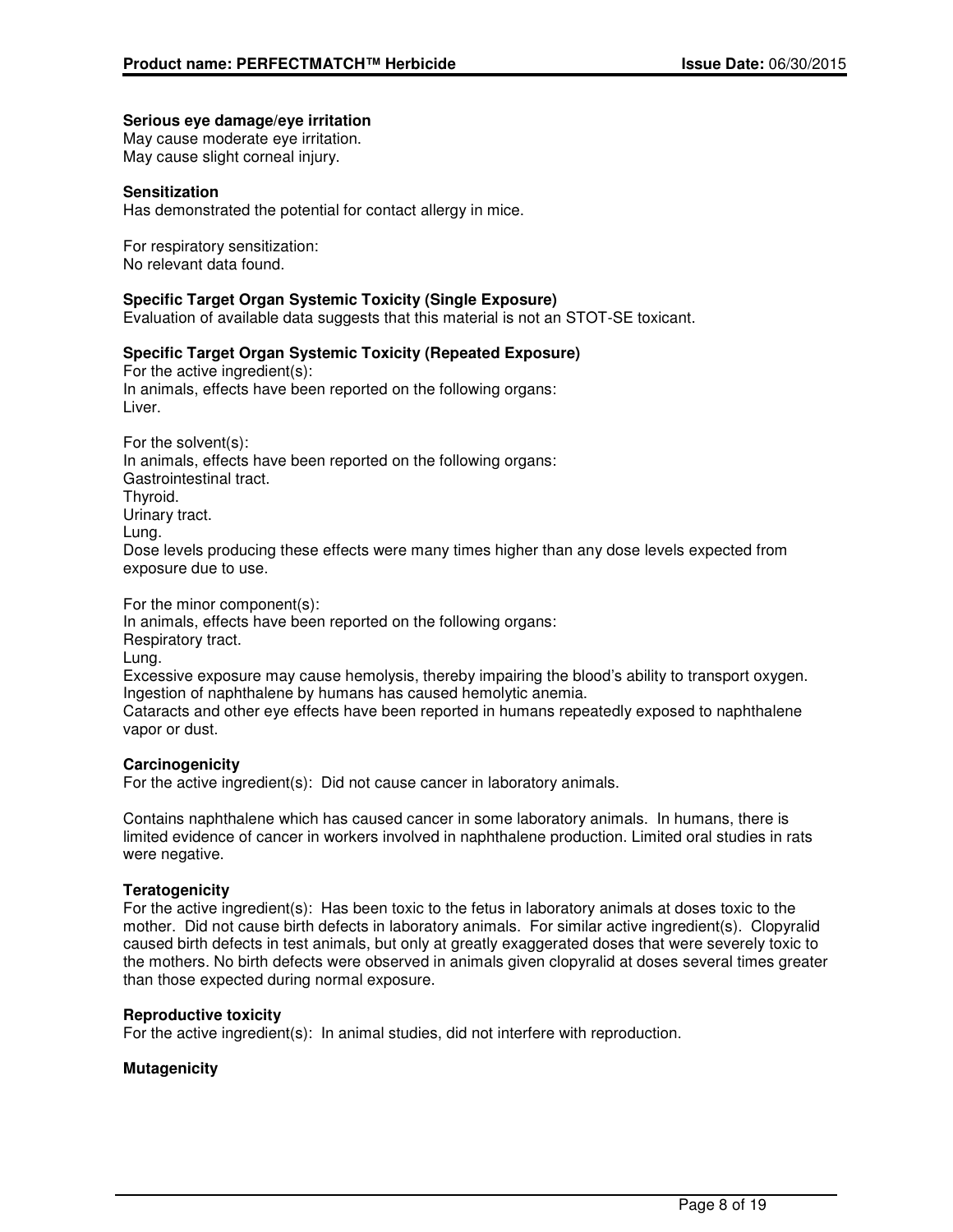**Serious eye damage/eye irritation**

May cause moderate eye irritation.
May cause slight corneal injury.

**Sensitization**

Has demonstrated the potential for contact allergy in mice.

For respiratory sensitization:
No relevant data found.

**Specific Target Organ Systemic Toxicity (Single Exposure)**

Evaluation of available data suggests that this material is not an STOT-SE toxicant.

**Specific Target Organ Systemic Toxicity (Repeated Exposure)**

For the active ingredient(s):
In animals, effects have been reported on the following organs:
Liver.

For the solvent(s):
In animals, effects have been reported on the following organs:
Gastrointestinal tract.
Thyroid.
Urinary tract.
Lung.
Dose levels producing these effects were many times higher than any dose levels expected from exposure due to use.

For the minor component(s):
In animals, effects have been reported on the following organs:
Respiratory tract.
Lung.
Excessive exposure may cause hemolysis, thereby impairing the blood's ability to transport oxygen.
Ingestion of naphthalene by humans has caused hemolytic anemia.
Cataracts and other eye effects have been reported in humans repeatedly exposed to naphthalene vapor or dust.

**Carcinogenicity**

For the active ingredient(s): Did not cause cancer in laboratory animals.

Contains naphthalene which has caused cancer in some laboratory animals. In humans, there is limited evidence of cancer in workers involved in naphthalene production. Limited oral studies in rats were negative.

**Teratogenicity**

For the active ingredient(s): Has been toxic to the fetus in laboratory animals at doses toxic to the mother. Did not cause birth defects in laboratory animals. For similar active ingredient(s). Clopyralid caused birth defects in test animals, but only at greatly exaggerated doses that were severely toxic to the mothers. No birth defects were observed in animals given clopyralid at doses several times greater than those expected during normal exposure.

**Reproductive toxicity**

For the active ingredient(s): In animal studies, did not interfere with reproduction.

**Mutagenicity**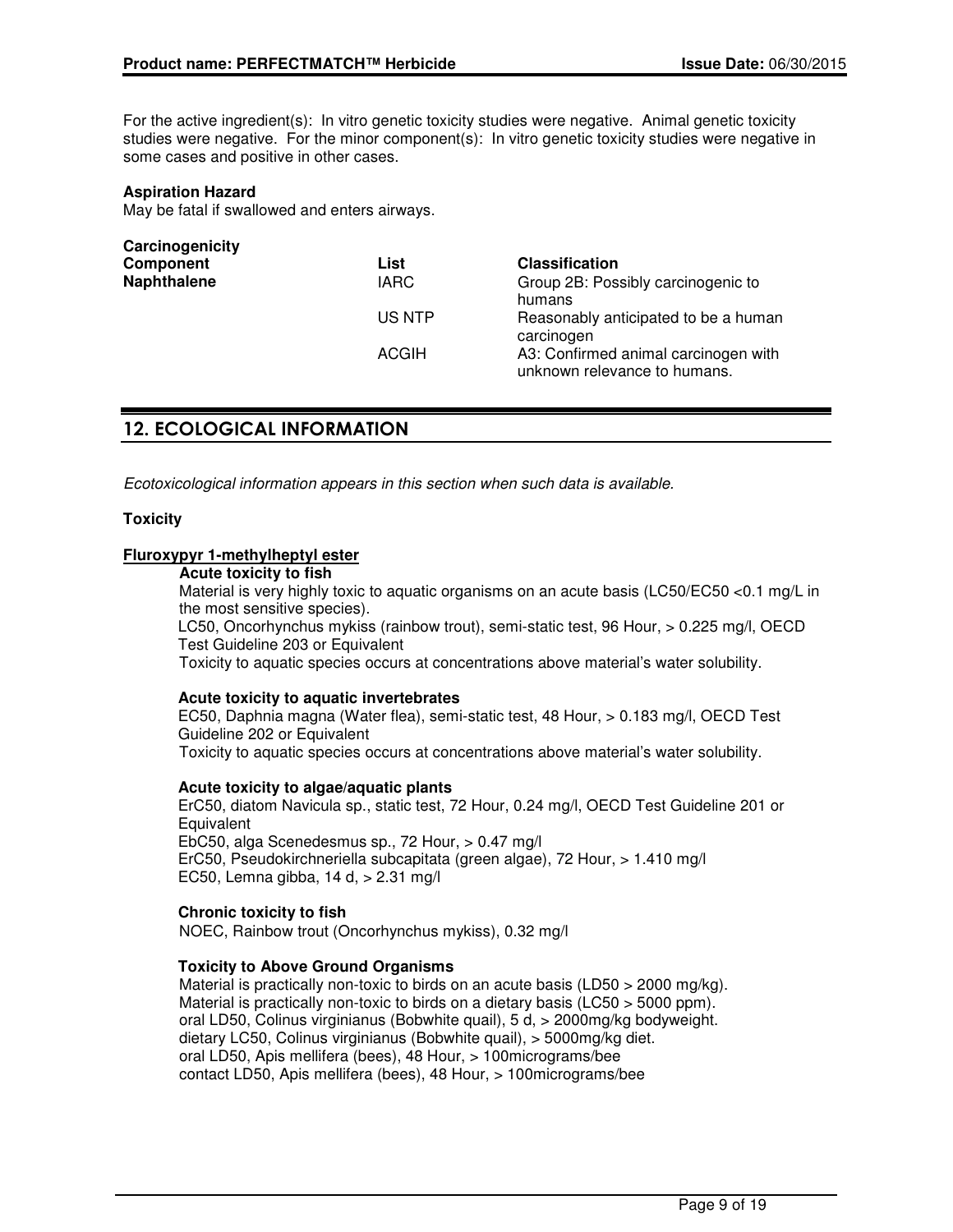For the active ingredient(s): In vitro genetic toxicity studies were negative. Animal genetic toxicity studies were negative. For the minor component(s): In vitro genetic toxicity studies were negative in some cases and positive in other cases.

**Aspiration Hazard**
May be fatal if swallowed and enters airways.

**Carcinogenicity**

| Component | List | Classification |
|---|---|---|
| **Naphthalene** | IARC | Group 2B: Possibly carcinogenic to humans |
| | US NTP | Reasonably anticipated to be a human carcinogen |
| | ACGIH | A3: Confirmed animal carcinogen with unknown relevance to humans. |

## 12. ECOLOGICAL INFORMATION

*Ecotoxicological information appears in this section when such data is available.*

**Toxicity**

**Fluroxypyr 1-methylheptyl ester**

**Acute toxicity to fish**
Material is very highly toxic to aquatic organisms on an acute basis (LC50/EC50 <0.1 mg/L in the most sensitive species).
LC50, Oncorhynchus mykiss (rainbow trout), semi-static test, 96 Hour, > 0.225 mg/l, OECD Test Guideline 203 or Equivalent
Toxicity to aquatic species occurs at concentrations above material's water solubility.

**Acute toxicity to aquatic invertebrates**
EC50, Daphnia magna (Water flea), semi-static test, 48 Hour, > 0.183 mg/l, OECD Test Guideline 202 or Equivalent
Toxicity to aquatic species occurs at concentrations above material's water solubility.

**Acute toxicity to algae/aquatic plants**
ErC50, diatom Navicula sp., static test, 72 Hour, 0.24 mg/l, OECD Test Guideline 201 or Equivalent
EbC50, alga Scenedesmus sp., 72 Hour, > 0.47 mg/l
ErC50, Pseudokirchneriella subcapitata (green algae), 72 Hour, > 1.410 mg/l
EC50, Lemna gibba, 14 d, > 2.31 mg/l

**Chronic toxicity to fish**
NOEC, Rainbow trout (Oncorhynchus mykiss), 0.32 mg/l

**Toxicity to Above Ground Organisms**
Material is practically non-toxic to birds on an acute basis (LD50 > 2000 mg/kg).
Material is practically non-toxic to birds on a dietary basis (LC50 > 5000 ppm).
oral LD50, Colinus virginianus (Bobwhite quail), 5 d, > 2000mg/kg bodyweight.
dietary LC50, Colinus virginianus (Bobwhite quail), > 5000mg/kg diet.
oral LD50, Apis mellifera (bees), 48 Hour, > 100micrograms/bee
contact LD50, Apis mellifera (bees), 48 Hour, > 100micrograms/bee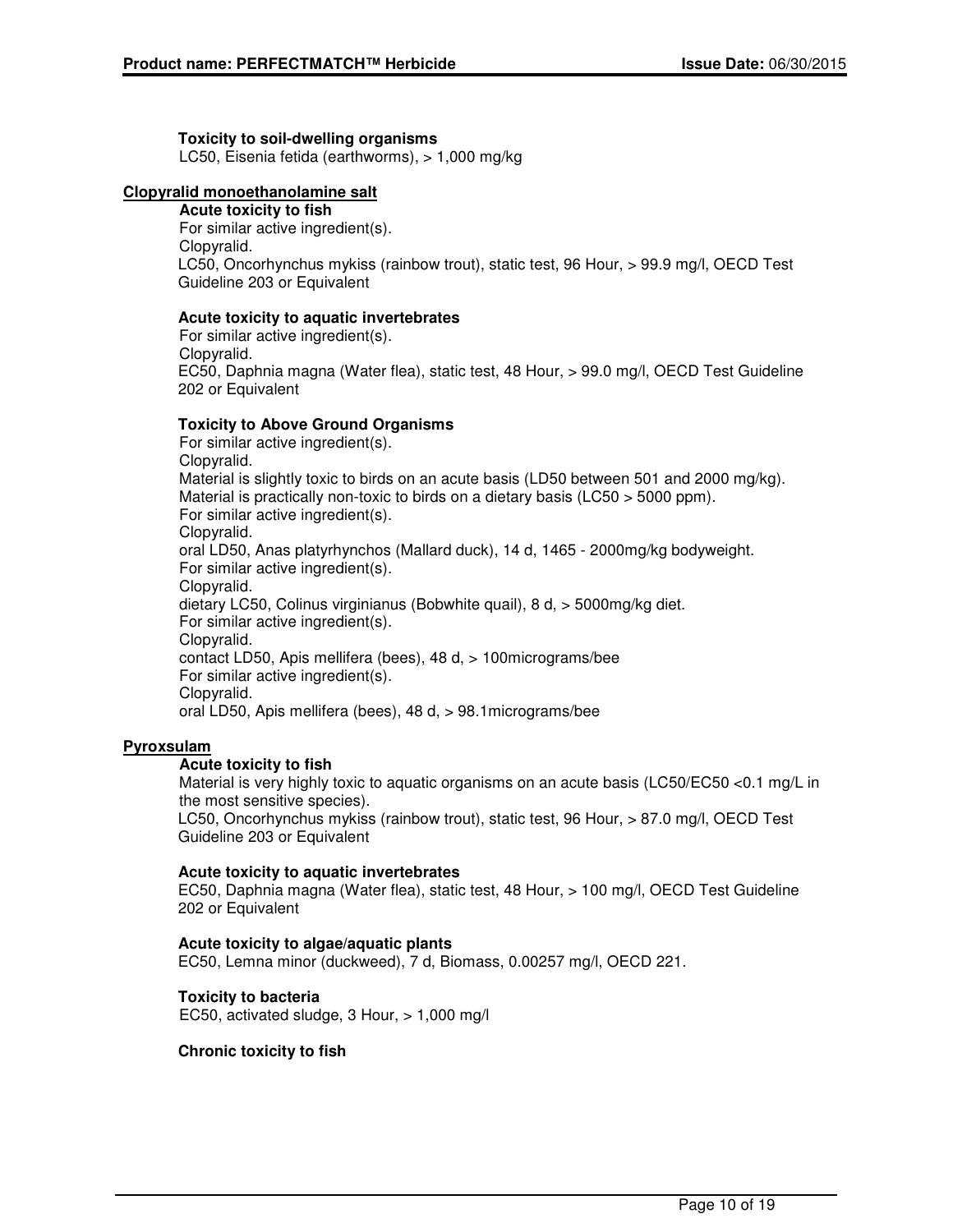**Toxicity to soil-dwelling organisms**
LC50, Eisenia fetida (earthworms), > 1,000 mg/kg

**Clopyralid monoethanolamine salt**

**Acute toxicity to fish**
For similar active ingredient(s).
Clopyralid.
LC50, Oncorhynchus mykiss (rainbow trout), static test, 96 Hour, > 99.9 mg/l, OECD Test Guideline 203 or Equivalent

**Acute toxicity to aquatic invertebrates**
For similar active ingredient(s).
Clopyralid.
EC50, Daphnia magna (Water flea), static test, 48 Hour, > 99.0 mg/l, OECD Test Guideline 202 or Equivalent

**Toxicity to Above Ground Organisms**
For similar active ingredient(s).
Clopyralid.
Material is slightly toxic to birds on an acute basis (LD50 between 501 and 2000 mg/kg).
Material is practically non-toxic to birds on a dietary basis (LC50 > 5000 ppm).
For similar active ingredient(s).
Clopyralid.
oral LD50, Anas platyrhynchos (Mallard duck), 14 d, 1465 - 2000mg/kg bodyweight.
For similar active ingredient(s).
Clopyralid.
dietary LC50, Colinus virginianus (Bobwhite quail), 8 d, > 5000mg/kg diet.
For similar active ingredient(s).
Clopyralid.
contact LD50, Apis mellifera (bees), 48 d, > 100micrograms/bee
For similar active ingredient(s).
Clopyralid.
oral LD50, Apis mellifera (bees), 48 d, > 98.1micrograms/bee

**Pyroxsulam**

**Acute toxicity to fish**
Material is very highly toxic to aquatic organisms on an acute basis (LC50/EC50 <0.1 mg/L in the most sensitive species).
LC50, Oncorhynchus mykiss (rainbow trout), static test, 96 Hour, > 87.0 mg/l, OECD Test Guideline 203 or Equivalent

**Acute toxicity to aquatic invertebrates**
EC50, Daphnia magna (Water flea), static test, 48 Hour, > 100 mg/l, OECD Test Guideline 202 or Equivalent

**Acute toxicity to algae/aquatic plants**
EC50, Lemna minor (duckweed), 7 d, Biomass, 0.00257 mg/l, OECD 221.

**Toxicity to bacteria**
EC50, activated sludge, 3 Hour, > 1,000 mg/l

**Chronic toxicity to fish**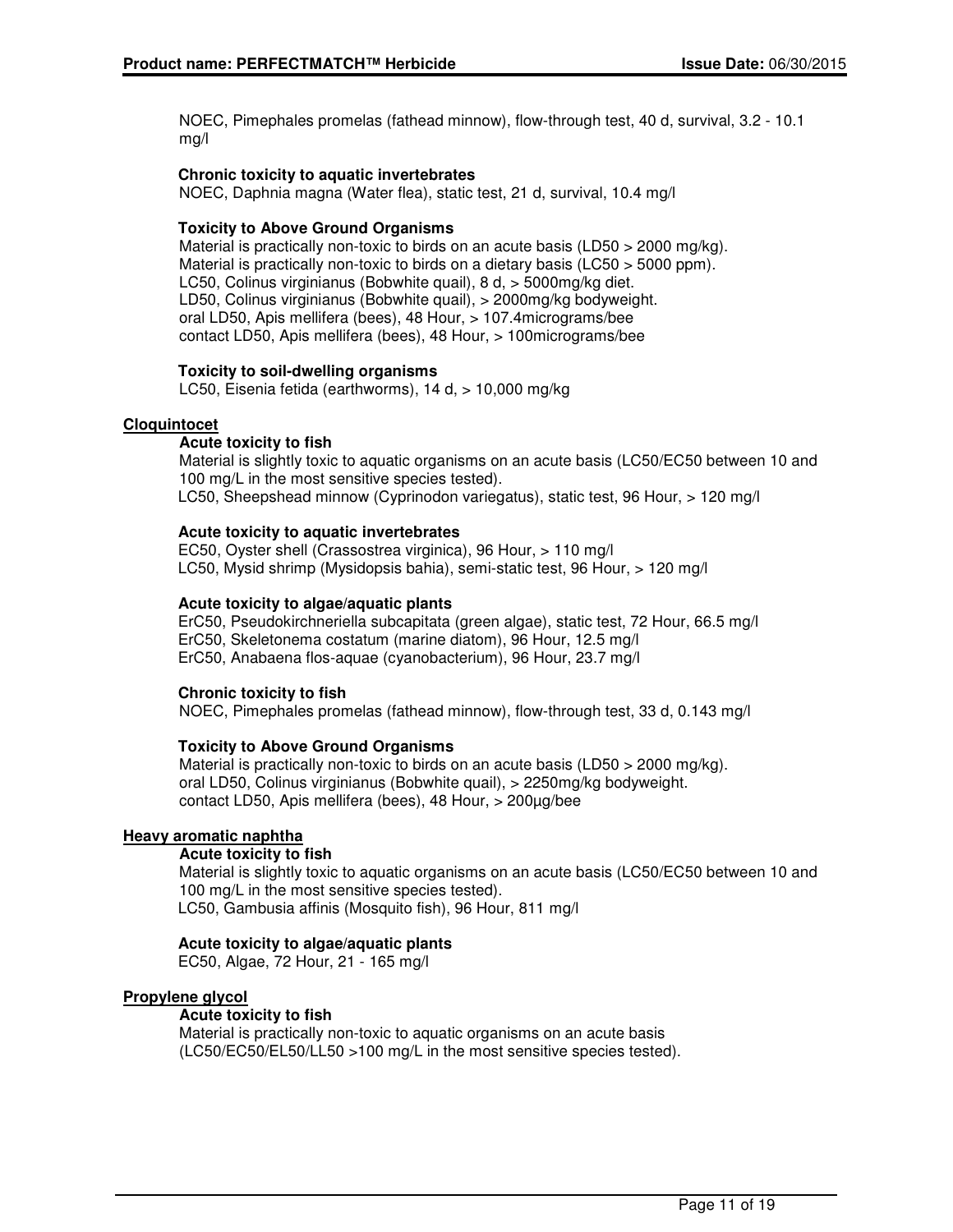NOEC, Pimephales promelas (fathead minnow), flow-through test, 40 d, survival, 3.2 - 10.1 mg/l

**Chronic toxicity to aquatic invertebrates**

NOEC, Daphnia magna (Water flea), static test, 21 d, survival, 10.4 mg/l

**Toxicity to Above Ground Organisms**

Material is practically non-toxic to birds on an acute basis (LD50 > 2000 mg/kg).
Material is practically non-toxic to birds on a dietary basis (LC50 > 5000 ppm).
LC50, Colinus virginianus (Bobwhite quail), 8 d, > 5000mg/kg diet.
LD50, Colinus virginianus (Bobwhite quail), > 2000mg/kg bodyweight.
oral LD50, Apis mellifera (bees), 48 Hour, > 107.4micrograms/bee
contact LD50, Apis mellifera (bees), 48 Hour, > 100micrograms/bee

**Toxicity to soil-dwelling organisms**

LC50, Eisenia fetida (earthworms), 14 d, > 10,000 mg/kg

## Cloquintocet

**Acute toxicity to fish**

Material is slightly toxic to aquatic organisms on an acute basis (LC50/EC50 between 10 and 100 mg/L in the most sensitive species tested).
LC50, Sheepshead minnow (Cyprinodon variegatus), static test, 96 Hour, > 120 mg/l

**Acute toxicity to aquatic invertebrates**

EC50, Oyster shell (Crassostrea virginica), 96 Hour, > 110 mg/l
LC50, Mysid shrimp (Mysidopsis bahia), semi-static test, 96 Hour, > 120 mg/l

**Acute toxicity to algae/aquatic plants**

ErC50, Pseudokirchneriella subcapitata (green algae), static test, 72 Hour, 66.5 mg/l
ErC50, Skeletonema costatum (marine diatom), 96 Hour, 12.5 mg/l
ErC50, Anabaena flos-aquae (cyanobacterium), 96 Hour, 23.7 mg/l

**Chronic toxicity to fish**

NOEC, Pimephales promelas (fathead minnow), flow-through test, 33 d, 0.143 mg/l

**Toxicity to Above Ground Organisms**

Material is practically non-toxic to birds on an acute basis (LD50 > 2000 mg/kg).
oral LD50, Colinus virginianus (Bobwhite quail), > 2250mg/kg bodyweight.
contact LD50, Apis mellifera (bees), 48 Hour, > 200µg/bee

## Heavy aromatic naphtha

**Acute toxicity to fish**

Material is slightly toxic to aquatic organisms on an acute basis (LC50/EC50 between 10 and 100 mg/L in the most sensitive species tested).
LC50, Gambusia affinis (Mosquito fish), 96 Hour, 811 mg/l

**Acute toxicity to algae/aquatic plants**

EC50, Algae, 72 Hour, 21 - 165 mg/l

## Propylene glycol

**Acute toxicity to fish**

Material is practically non-toxic to aquatic organisms on an acute basis (LC50/EC50/EL50/LL50 >100 mg/L in the most sensitive species tested).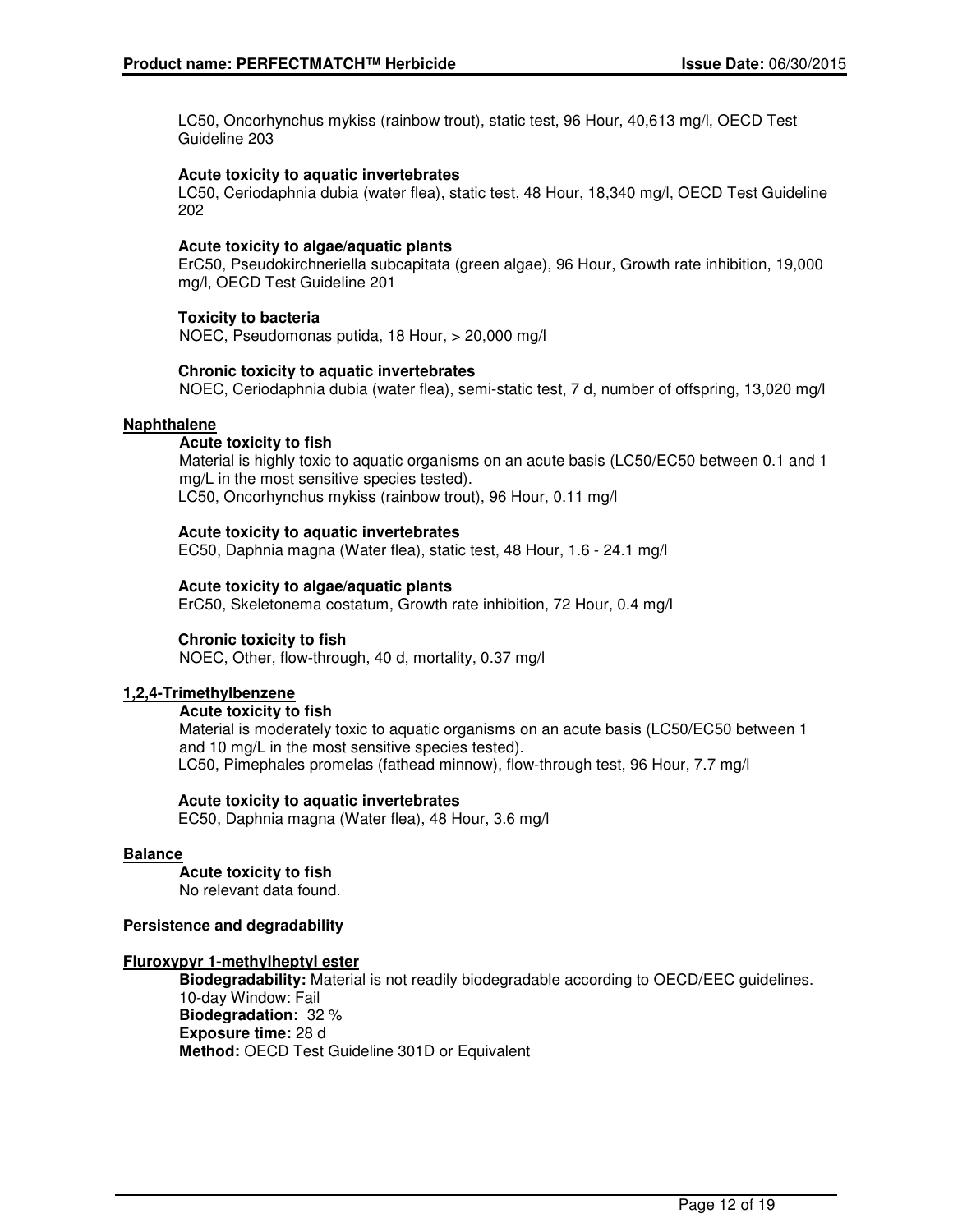LC50, Oncorhynchus mykiss (rainbow trout), static test, 96 Hour, 40,613 mg/l, OECD Test Guideline 203

**Acute toxicity to aquatic invertebrates**
LC50, Ceriodaphnia dubia (water flea), static test, 48 Hour, 18,340 mg/l, OECD Test Guideline 202

**Acute toxicity to algae/aquatic plants**
ErC50, Pseudokirchneriella subcapitata (green algae), 96 Hour, Growth rate inhibition, 19,000 mg/l, OECD Test Guideline 201

**Toxicity to bacteria**
NOEC, Pseudomonas putida, 18 Hour, > 20,000 mg/l

**Chronic toxicity to aquatic invertebrates**
NOEC, Ceriodaphnia dubia (water flea), semi-static test, 7 d, number of offspring, 13,020 mg/l

**Naphthalene**

**Acute toxicity to fish**
Material is highly toxic to aquatic organisms on an acute basis (LC50/EC50 between 0.1 and 1 mg/L in the most sensitive species tested).
LC50, Oncorhynchus mykiss (rainbow trout), 96 Hour, 0.11 mg/l

**Acute toxicity to aquatic invertebrates**
EC50, Daphnia magna (Water flea), static test, 48 Hour, 1.6 - 24.1 mg/l

**Acute toxicity to algae/aquatic plants**
ErC50, Skeletonema costatum, Growth rate inhibition, 72 Hour, 0.4 mg/l

**Chronic toxicity to fish**
NOEC, Other, flow-through, 40 d, mortality, 0.37 mg/l

**1,2,4-Trimethylbenzene**

**Acute toxicity to fish**
Material is moderately toxic to aquatic organisms on an acute basis (LC50/EC50 between 1 and 10 mg/L in the most sensitive species tested).
LC50, Pimephales promelas (fathead minnow), flow-through test, 96 Hour, 7.7 mg/l

**Acute toxicity to aquatic invertebrates**
EC50, Daphnia magna (Water flea), 48 Hour, 3.6 mg/l

**Balance**

**Acute toxicity to fish**
No relevant data found.

**Persistence and degradability**

**Fluroxypyr 1-methylheptyl ester**

**Biodegradability:** Material is not readily biodegradable according to OECD/EEC guidelines.
10-day Window: Fail
**Biodegradation:** 32 %
**Exposure time:** 28 d
**Method:** OECD Test Guideline 301D or Equivalent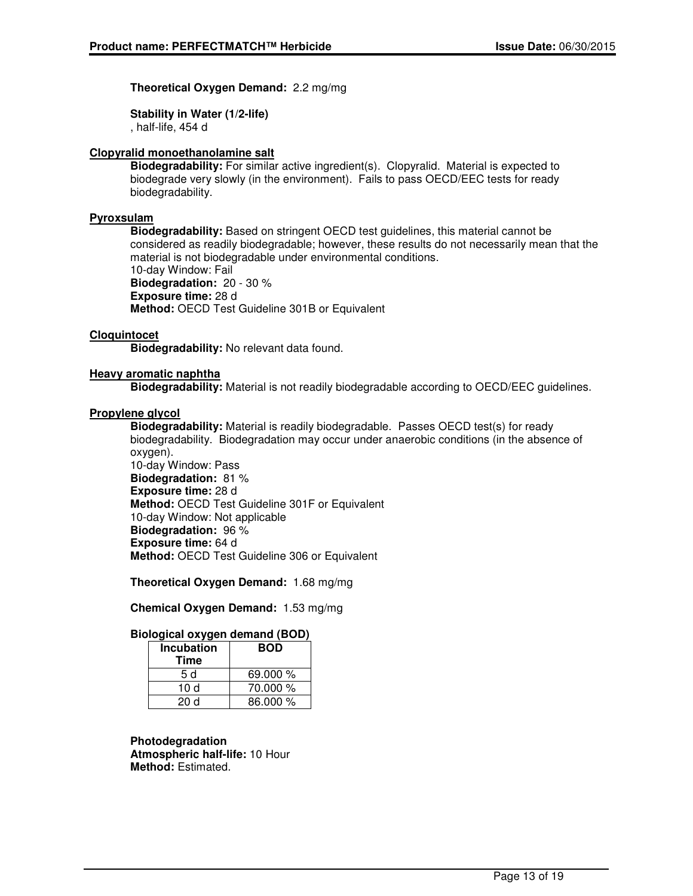**Theoretical Oxygen Demand:** 2.2 mg/mg

**Stability in Water (1/2-life)**
, half-life, 454 d

**Clopyralid monoethanolamine salt**

**Biodegradability:** For similar active ingredient(s). Clopyralid. Material is expected to biodegrade very slowly (in the environment). Fails to pass OECD/EEC tests for ready biodegradability.

**Pyroxsulam**

**Biodegradability:** Based on stringent OECD test guidelines, this material cannot be considered as readily biodegradable; however, these results do not necessarily mean that the material is not biodegradable under environmental conditions.
10-day Window: Fail
**Biodegradation:** 20 - 30 %
**Exposure time:** 28 d
**Method:** OECD Test Guideline 301B or Equivalent

**Cloquintocet**

**Biodegradability:** No relevant data found.

**Heavy aromatic naphtha**

**Biodegradability:** Material is not readily biodegradable according to OECD/EEC guidelines.

**Propylene glycol**

**Biodegradability:** Material is readily biodegradable. Passes OECD test(s) for ready biodegradability. Biodegradation may occur under anaerobic conditions (in the absence of oxygen).
10-day Window: Pass
**Biodegradation:** 81 %
**Exposure time:** 28 d
**Method:** OECD Test Guideline 301F or Equivalent
10-day Window: Not applicable
**Biodegradation:** 96 %
**Exposure time:** 64 d
**Method:** OECD Test Guideline 306 or Equivalent

**Theoretical Oxygen Demand:** 1.68 mg/mg

**Chemical Oxygen Demand:** 1.53 mg/mg

**Biological oxygen demand (BOD)**

| Incubation Time | BOD |
|---|---|
| 5 d | 69.000 % |
| 10 d | 70.000 % |
| 20 d | 86.000 % |

**Photodegradation**
**Atmospheric half-life:** 10 Hour
**Method:** Estimated.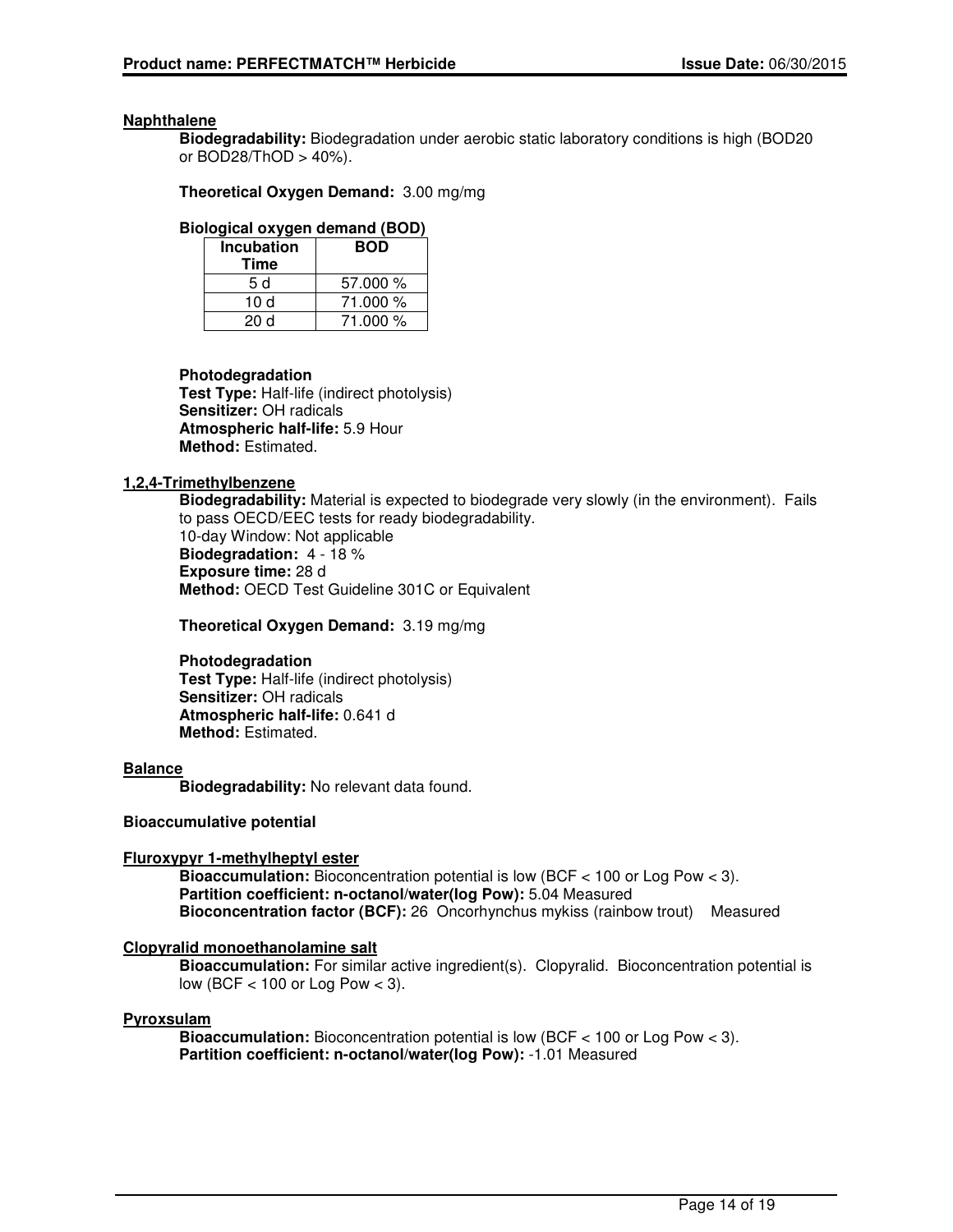**Naphthalene**

**Biodegradability:** Biodegradation under aerobic static laboratory conditions is high (BOD20 or BOD28/ThOD > 40%).

**Theoretical Oxygen Demand:** 3.00 mg/mg

**Biological oxygen demand (BOD)**

| Incubation Time | BOD |
|---|---|
| 5 d | 57.000 % |
| 10 d | 71.000 % |
| 20 d | 71.000 % |

**Photodegradation**
**Test Type:** Half-life (indirect photolysis)
**Sensitizer:** OH radicals
**Atmospheric half-life:** 5.9 Hour
**Method:** Estimated.

**1,2,4-Trimethylbenzene**

**Biodegradability:** Material is expected to biodegrade very slowly (in the environment). Fails to pass OECD/EEC tests for ready biodegradability.
10-day Window: Not applicable
**Biodegradation:** 4 - 18 %
**Exposure time:** 28 d
**Method:** OECD Test Guideline 301C or Equivalent

**Theoretical Oxygen Demand:** 3.19 mg/mg

**Photodegradation**
**Test Type:** Half-life (indirect photolysis)
**Sensitizer:** OH radicals
**Atmospheric half-life:** 0.641 d
**Method:** Estimated.

**Balance**

**Biodegradability:** No relevant data found.

**Bioaccumulative potential**

**Fluroxypyr 1-methylheptyl ester**

**Bioaccumulation:** Bioconcentration potential is low (BCF < 100 or Log Pow < 3).
**Partition coefficient: n-octanol/water(log Pow):** 5.04 Measured
**Bioconcentration factor (BCF):** 26 Oncorhynchus mykiss (rainbow trout) Measured

**Clopyralid monoethanolamine salt**

**Bioaccumulation:** For similar active ingredient(s). Clopyralid. Bioconcentration potential is low (BCF < 100 or Log Pow < 3).

**Pyroxsulam**

**Bioaccumulation:** Bioconcentration potential is low (BCF < 100 or Log Pow < 3).
**Partition coefficient: n-octanol/water(log Pow):** -1.01 Measured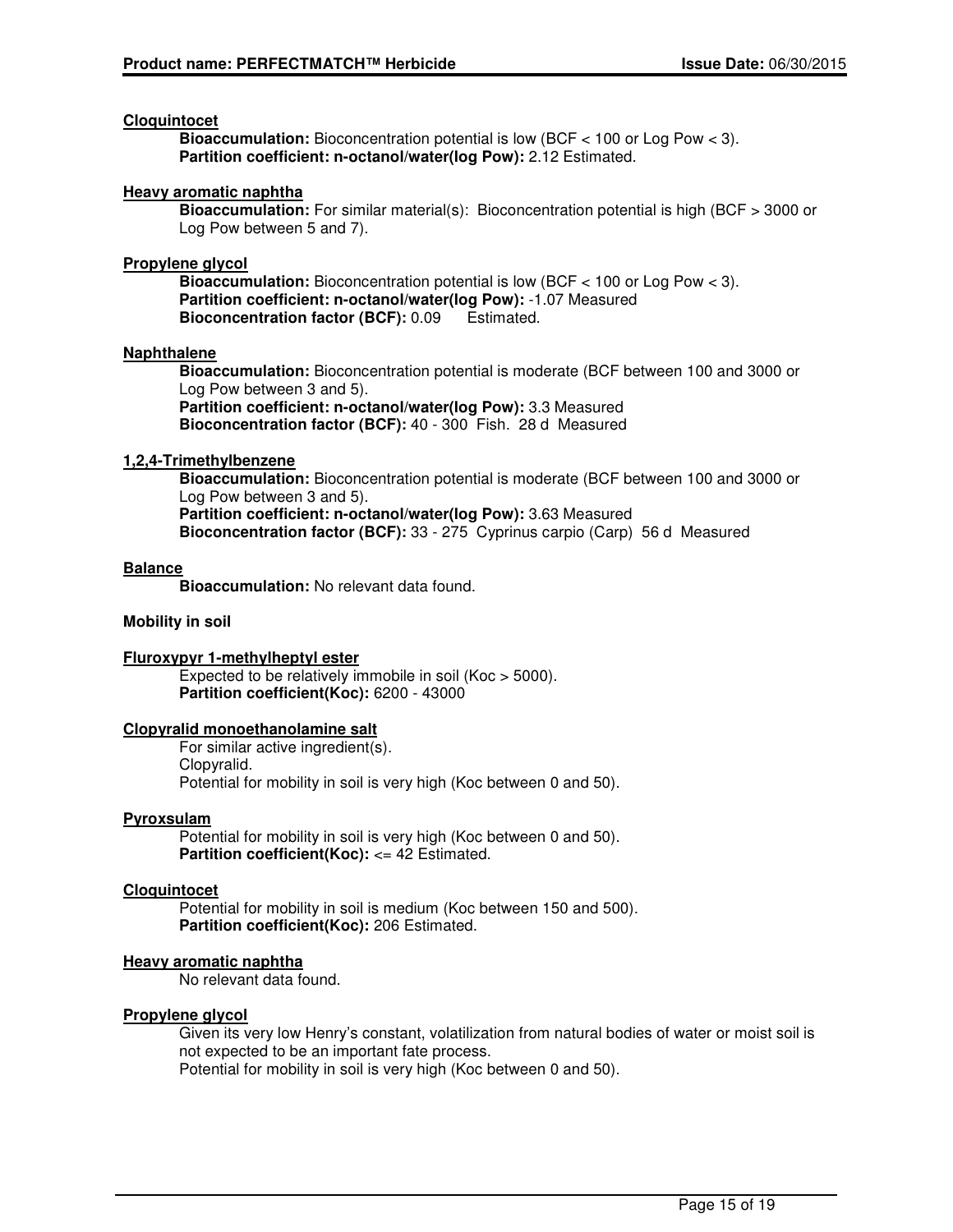**Cloquintocet**

**Bioaccumulation:** Bioconcentration potential is low (BCF < 100 or Log Pow < 3).
**Partition coefficient: n-octanol/water(log Pow):** 2.12 Estimated.

**Heavy aromatic naphtha**

**Bioaccumulation:** For similar material(s): Bioconcentration potential is high (BCF > 3000 or Log Pow between 5 and 7).

**Propylene glycol**

**Bioaccumulation:** Bioconcentration potential is low (BCF < 100 or Log Pow < 3).
**Partition coefficient: n-octanol/water(log Pow):** -1.07 Measured
**Bioconcentration factor (BCF):** 0.09 Estimated.

**Naphthalene**

**Bioaccumulation:** Bioconcentration potential is moderate (BCF between 100 and 3000 or Log Pow between 3 and 5).
**Partition coefficient: n-octanol/water(log Pow):** 3.3 Measured
**Bioconcentration factor (BCF):** 40 - 300 Fish. 28 d Measured

**1,2,4-Trimethylbenzene**

**Bioaccumulation:** Bioconcentration potential is moderate (BCF between 100 and 3000 or Log Pow between 3 and 5).
**Partition coefficient: n-octanol/water(log Pow):** 3.63 Measured
**Bioconcentration factor (BCF):** 33 - 275 Cyprinus carpio (Carp) 56 d Measured

**Balance**

**Bioaccumulation:** No relevant data found.

**Mobility in soil**

**Fluroxypyr 1-methylheptyl ester**

Expected to be relatively immobile in soil (Koc > 5000).
**Partition coefficient(Koc):** 6200 - 43000

**Clopyralid monoethanolamine salt**

For similar active ingredient(s).
Clopyralid.
Potential for mobility in soil is very high (Koc between 0 and 50).

**Pyroxsulam**

Potential for mobility in soil is very high (Koc between 0 and 50).
**Partition coefficient(Koc):** <= 42 Estimated.

**Cloquintocet**

Potential for mobility in soil is medium (Koc between 150 and 500).
**Partition coefficient(Koc):** 206 Estimated.

**Heavy aromatic naphtha**

No relevant data found.

**Propylene glycol**

Given its very low Henry's constant, volatilization from natural bodies of water or moist soil is not expected to be an important fate process.
Potential for mobility in soil is very high (Koc between 0 and 50).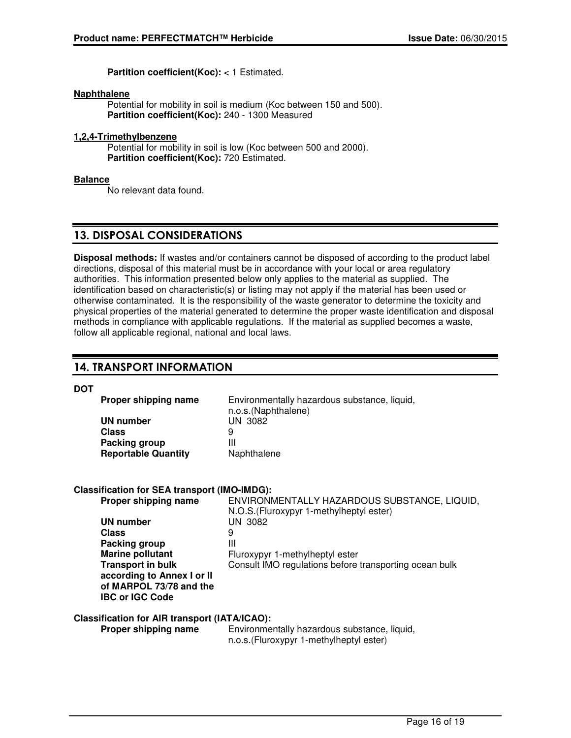**Partition coefficient(Koc):** < 1 Estimated.

**Naphthalene**

Potential for mobility in soil is medium (Koc between 150 and 500).
**Partition coefficient(Koc):** 240 - 1300 Measured

**1,2,4-Trimethylbenzene**

Potential for mobility in soil is low (Koc between 500 and 2000).
**Partition coefficient(Koc):** 720 Estimated.

**Balance**

No relevant data found.

## 13. DISPOSAL CONSIDERATIONS

**Disposal methods:** If wastes and/or containers cannot be disposed of according to the product label directions, disposal of this material must be in accordance with your local or area regulatory authorities. This information presented below only applies to the material as supplied. The identification based on characteristic(s) or listing may not apply if the material has been used or otherwise contaminated. It is the responsibility of the waste generator to determine the toxicity and physical properties of the material generated to determine the proper waste identification and disposal methods in compliance with applicable regulations. If the material as supplied becomes a waste, follow all applicable regional, national and local laws.

## 14. TRANSPORT INFORMATION

**DOT**

| | |
|---|---|
| **Proper shipping name** | Environmentally hazardous substance, liquid, n.o.s.(Naphthalene) |
| **UN number** | UN 3082 |
| **Class** | 9 |
| **Packing group** | III |
| **Reportable Quantity** | Naphthalene |

**Classification for SEA transport (IMO-IMDG):**

| | |
|---|---|
| **Proper shipping name** | ENVIRONMENTALLY HAZARDOUS SUBSTANCE, LIQUID, N.O.S.(Fluroxypyr 1-methylheptyl ester) |
| **UN number** | UN 3082 |
| **Class** | 9 |
| **Packing group** | III |
| **Marine pollutant** | Fluroxypyr 1-methylheptyl ester |
| **Transport in bulk according to Annex I or II of MARPOL 73/78 and the IBC or IGC Code** | Consult IMO regulations before transporting ocean bulk |

**Classification for AIR transport (IATA/ICAO):**

| | |
|---|---|
| **Proper shipping name** | Environmentally hazardous substance, liquid, n.o.s.(Fluroxypyr 1-methylheptyl ester) |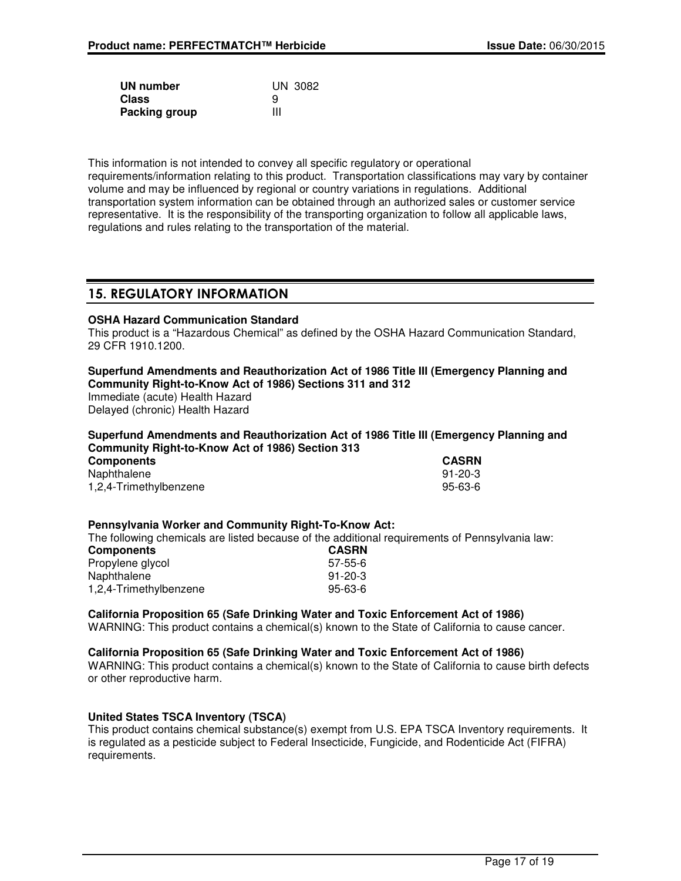| | |
|---|---|
| **UN number** | UN 3082 |
| **Class** | 9 |
| **Packing group** | III |

This information is not intended to convey all specific regulatory or operational requirements/information relating to this product. Transportation classifications may vary by container volume and may be influenced by regional or country variations in regulations. Additional transportation system information can be obtained through an authorized sales or customer service representative. It is the responsibility of the transporting organization to follow all applicable laws, regulations and rules relating to the transportation of the material.

## 15. REGULATORY INFORMATION

**OSHA Hazard Communication Standard**
This product is a "Hazardous Chemical" as defined by the OSHA Hazard Communication Standard, 29 CFR 1910.1200.

**Superfund Amendments and Reauthorization Act of 1986 Title III (Emergency Planning and Community Right-to-Know Act of 1986) Sections 311 and 312**
Immediate (acute) Health Hazard
Delayed (chronic) Health Hazard

**Superfund Amendments and Reauthorization Act of 1986 Title III (Emergency Planning and Community Right-to-Know Act of 1986) Section 313**

| **Components** | **CASRN** |
|---|---|
| Naphthalene | 91-20-3 |
| 1,2,4-Trimethylbenzene | 95-63-6 |

**Pennsylvania Worker and Community Right-To-Know Act:**
The following chemicals are listed because of the additional requirements of Pennsylvania law:

| **Components** | **CASRN** |
|---|---|
| Propylene glycol | 57-55-6 |
| Naphthalene | 91-20-3 |
| 1,2,4-Trimethylbenzene | 95-63-6 |

**California Proposition 65 (Safe Drinking Water and Toxic Enforcement Act of 1986)**
WARNING: This product contains a chemical(s) known to the State of California to cause cancer.

**California Proposition 65 (Safe Drinking Water and Toxic Enforcement Act of 1986)**
WARNING: This product contains a chemical(s) known to the State of California to cause birth defects or other reproductive harm.

**United States TSCA Inventory (TSCA)**
This product contains chemical substance(s) exempt from U.S. EPA TSCA Inventory requirements. It is regulated as a pesticide subject to Federal Insecticide, Fungicide, and Rodenticide Act (FIFRA) requirements.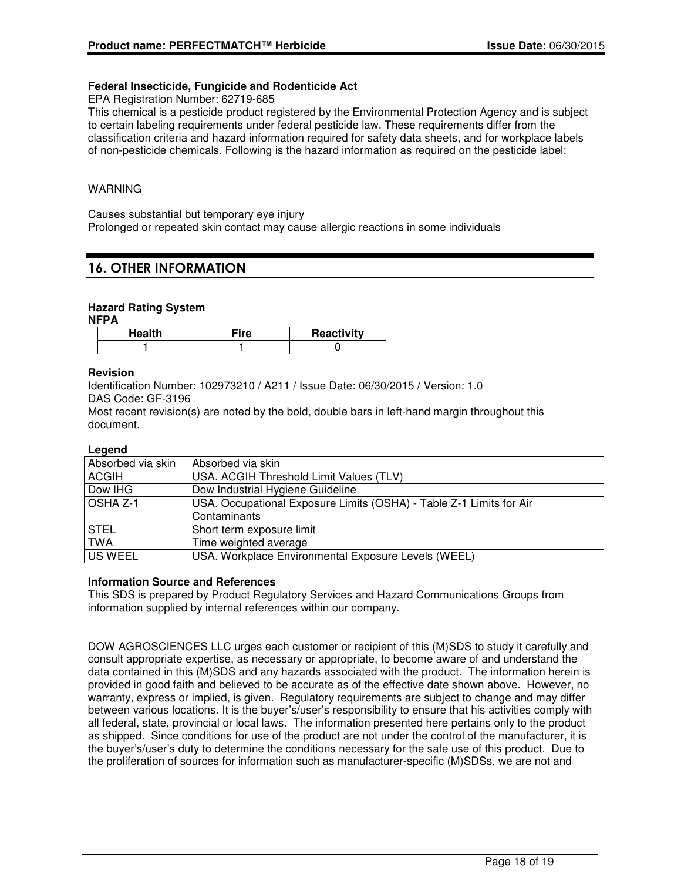**Federal Insecticide, Fungicide and Rodenticide Act**

EPA Registration Number: 62719-685

This chemical is a pesticide product registered by the Environmental Protection Agency and is subject to certain labeling requirements under federal pesticide law. These requirements differ from the classification criteria and hazard information required for safety data sheets, and for workplace labels of non-pesticide chemicals. Following is the hazard information as required on the pesticide label:

WARNING

Causes substantial but temporary eye injury
Prolonged or repeated skin contact may cause allergic reactions in some individuals

## 16. OTHER INFORMATION

**Hazard Rating System**
**NFPA**

| Health | Fire | Reactivity |
|---|---|---|
| 1 | 1 | 0 |

**Revision**

Identification Number: 102973210 / A211 / Issue Date: 06/30/2015 / Version: 1.0
DAS Code: GF-3196
Most recent revision(s) are noted by the bold, double bars in left-hand margin throughout this document.

**Legend**

| Absorbed via skin | Absorbed via skin |
|---|---|
| ACGIH | USA. ACGIH Threshold Limit Values (TLV) |
| Dow IHG | Dow Industrial Hygiene Guideline |
| OSHA Z-1 | USA. Occupational Exposure Limits (OSHA) - Table Z-1 Limits for Air Contaminants |
| STEL | Short term exposure limit |
| TWA | Time weighted average |
| US WEEL | USA. Workplace Environmental Exposure Levels (WEEL) |

**Information Source and References**

This SDS is prepared by Product Regulatory Services and Hazard Communications Groups from information supplied by internal references within our company.

DOW AGROSCIENCES LLC urges each customer or recipient of this (M)SDS to study it carefully and consult appropriate expertise, as necessary or appropriate, to become aware of and understand the data contained in this (M)SDS and any hazards associated with the product. The information herein is provided in good faith and believed to be accurate as of the effective date shown above. However, no warranty, express or implied, is given. Regulatory requirements are subject to change and may differ between various locations. It is the buyer's/user's responsibility to ensure that his activities comply with all federal, state, provincial or local laws. The information presented here pertains only to the product as shipped. Since conditions for use of the product are not under the control of the manufacturer, it is the buyer's/user's duty to determine the conditions necessary for the safe use of this product. Due to the proliferation of sources for information such as manufacturer-specific (M)SDSs, we are not and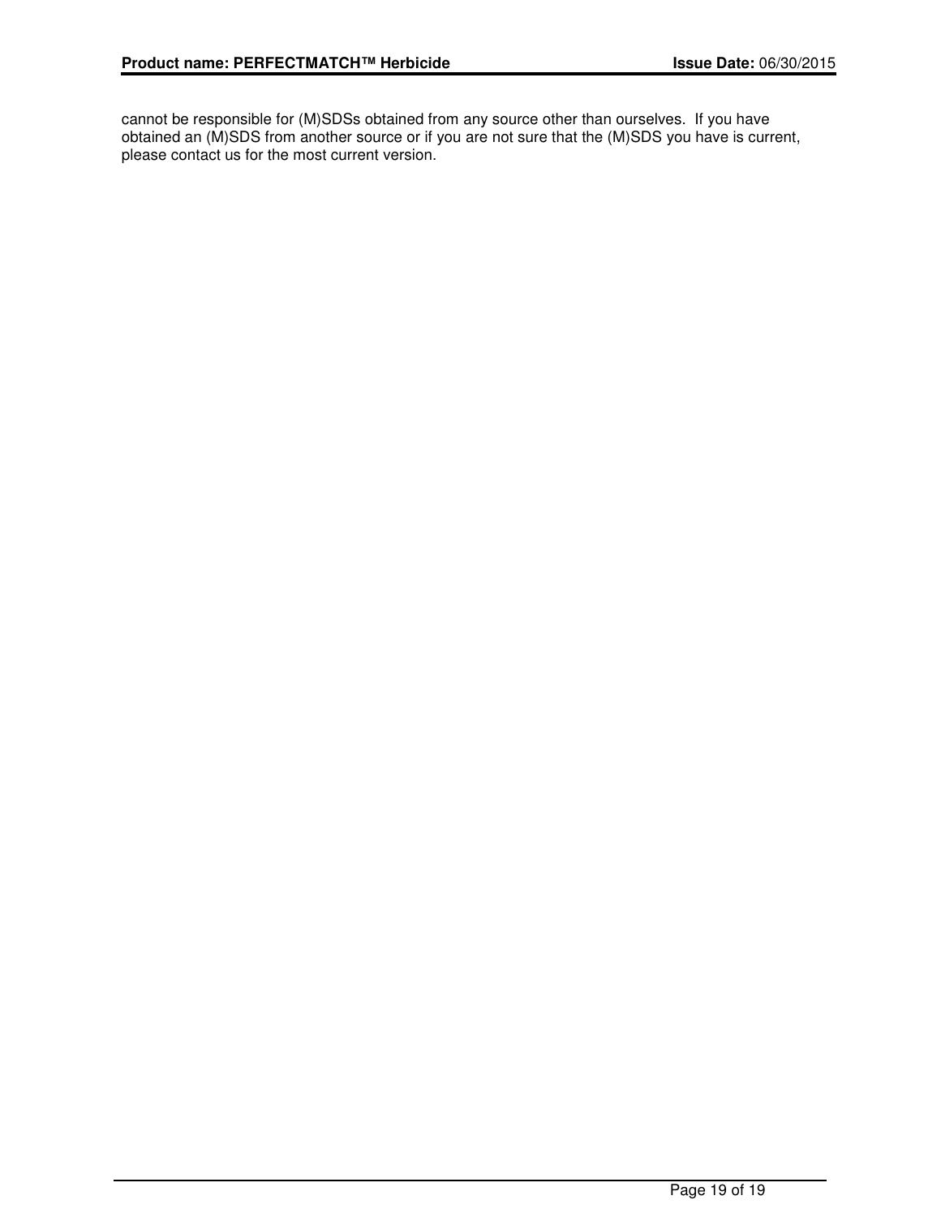cannot be responsible for (M)SDSs obtained from any source other than ourselves. If you have obtained an (M)SDS from another source or if you are not sure that the (M)SDS you have is current, please contact us for the most current version.